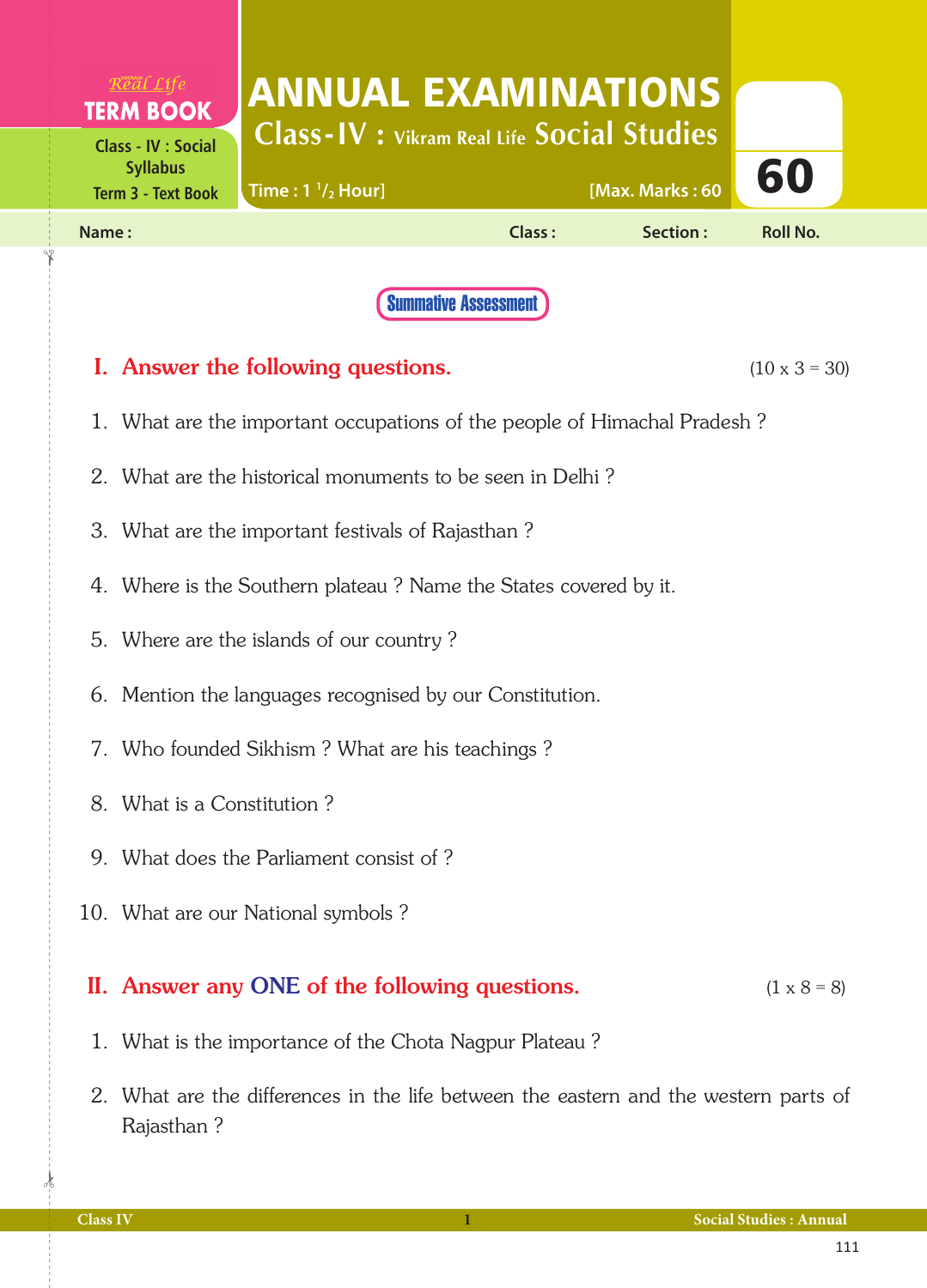Real Life
**TERM BOOK**
Class - IV : Social Syllabus
Term 3 - Text Book

# ANNUAL EXAMINATIONS

## Class-IV : Vikram Real Life Social Studies

Time : 1 $^1/_2$ Hour] [Max. Marks : 60

60

**Name :** **Class :** **Section :** **Roll No.**

**Summative Assessment**

## I. Answer the following questions. (10 x 3 = 30)

1. What are the important occupations of the people of Himachal Pradesh ?
2. What are the historical monuments to be seen in Delhi ?
3. What are the important festivals of Rajasthan ?
4. Where is the Southern plateau ? Name the States covered by it.
5. Where are the islands of our country ?
6. Mention the languages recognised by our Constitution.
7. Who founded Sikhism ? What are his teachings ?
8. What is a Constitution ?
9. What does the Parliament consist of ?
10. What are our National symbols ?

## II. Answer any ONE of the following questions. (1 x 8 = 8)

1. What is the importance of the Chota Nagpur Plateau ?
2. What are the differences in the life between the eastern and the western parts of Rajasthan ?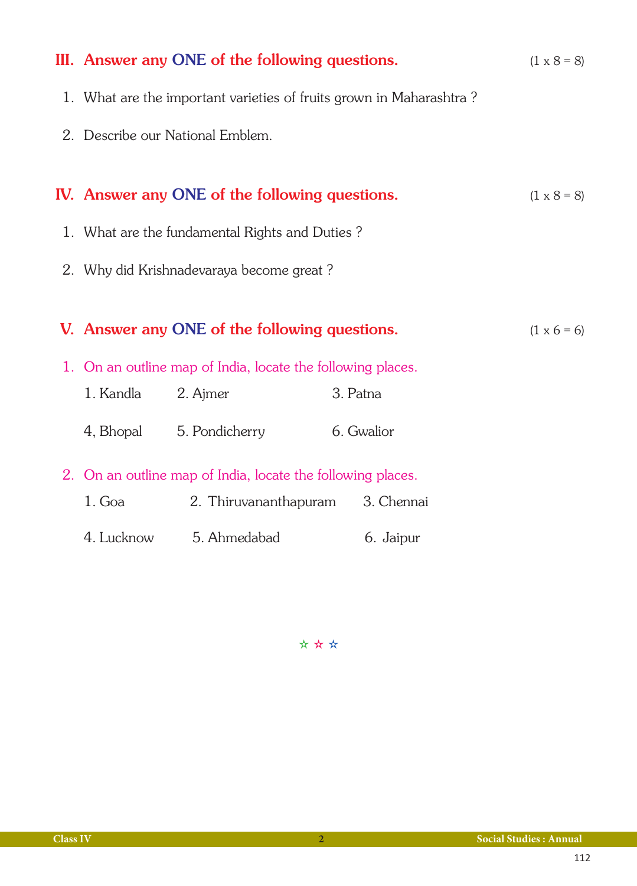## III. Answer any ONE of the following questions. (1 x 8 = 8)

1. What are the important varieties of fruits grown in Maharashtra ?
2. Describe our National Emblem.

## IV. Answer any ONE of the following questions. (1 x 8 = 8)

1. What are the fundamental Rights and Duties ?
2. Why did Krishnadevaraya become great ?

## V. Answer any ONE of the following questions. (1 x 6 = 6)

1. On an outline map of India, locate the following places.

   1. Kandla   2. Ajmer   3. Patna

   4, Bhopal   5. Pondicherry   6. Gwalior

2. On an outline map of India, locate the following places.

   1. Goa   2. Thiruvananthapuram   3. Chennai

   4. Lucknow   5. Ahmedabad   6. Jaipur

☆ ☆ ☆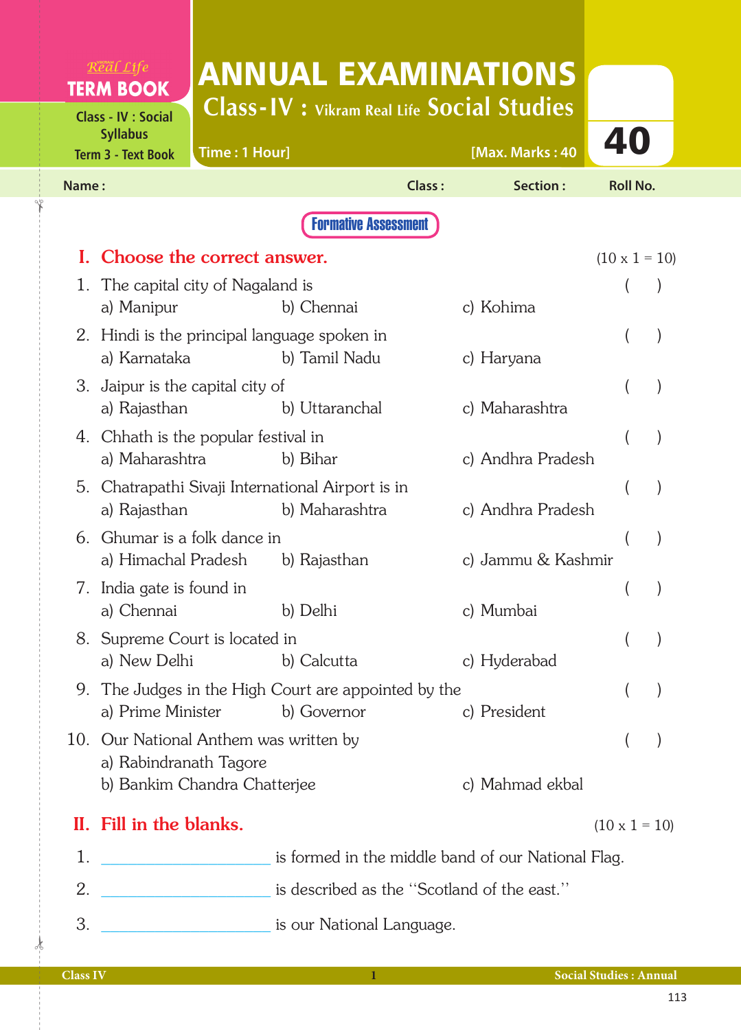Real Life
**TERM BOOK**

Class - IV : Social Syllabus
Term 3 - Text Book

# ANNUAL EXAMINATIONS

## Class-IV : Vikram Real Life Social Studies

Time : 1 Hour] [Max. Marks : 40

**40**

Name : Class : Section : Roll No.

**Formative Assessment**

## I. Choose the correct answer. (10 x 1 = 10)

1. The capital city of Nagaland is ( )
   a) Manipur b) Chennai c) Kohima
2. Hindi is the principal language spoken in ( )
   a) Karnataka b) Tamil Nadu c) Haryana
3. Jaipur is the capital city of ( )
   a) Rajasthan b) Uttaranchal c) Maharashtra
4. Chhath is the popular festival in ( )
   a) Maharashtra b) Bihar c) Andhra Pradesh
5. Chatrapathi Sivaji International Airport is in ( )
   a) Rajasthan b) Maharashtra c) Andhra Pradesh
6. Ghumar is a folk dance in ( )
   a) Himachal Pradesh b) Rajasthan c) Jammu & Kashmir
7. India gate is found in ( )
   a) Chennai b) Delhi c) Mumbai
8. Supreme Court is located in ( )
   a) New Delhi b) Calcutta c) Hyderabad
9. The Judges in the High Court are appointed by the ( )
   a) Prime Minister b) Governor c) President
10. Our National Anthem was written by ( )
    a) Rabindranath Tagore
    b) Bankim Chandra Chatterjee c) Mahmad ekbal

## II. Fill in the blanks. (10 x 1 = 10)

1. ____________________ is formed in the middle band of our National Flag.
2. ____________________ is described as the "Scotland of the east."
3. ____________________ is our National Language.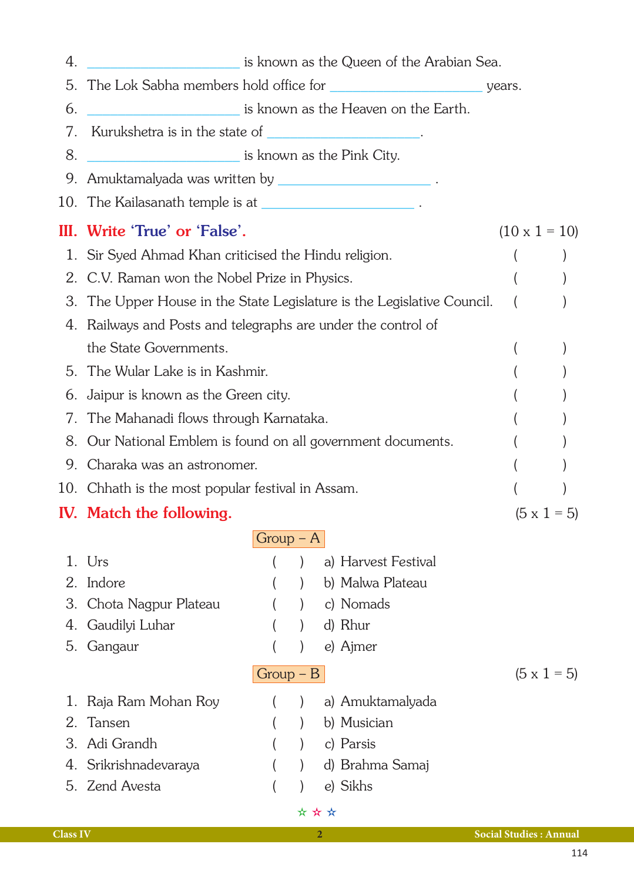4. ____________________ is known as the Queen of the Arabian Sea.
5. The Lok Sabha members hold office for ____________________ years.
6. ____________________ is known as the Heaven on the Earth.
7. Kurukshetra is in the state of ____________________.
8. ____________________ is known as the Pink City.
9. Amuktamalyada was written by ____________________ .
10. The Kailasanath temple is at ____________________ .

## III. Write 'True' or 'False'. (10 x 1 = 10)

1. Sir Syed Ahmad Khan criticised the Hindu religion. (    )
2. C.V. Raman won the Nobel Prize in Physics. (    )
3. The Upper House in the State Legislature is the Legislative Council. (    )
4. Railways and Posts and telegraphs are under the control of the State Governments. (    )
5. The Wular Lake is in Kashmir. (    )
6. Jaipur is known as the Green city. (    )
7. The Mahanadi flows through Karnataka. (    )
8. Our National Emblem is found on all government documents. (    )
9. Charaka was an astronomer. (    )
10. Chhath is the most popular festival in Assam. (    )

## IV. Match the following. (5 x 1 = 5)

**Group – A**

| | | | |
|---|---|---|---|
| 1. Urs | (    ) | a) Harvest Festival |
| 2. Indore | (    ) | b) Malwa Plateau |
| 3. Chota Nagpur Plateau | (    ) | c) Nomads |
| 4. Gaudilyi Luhar | (    ) | d) Rhur |
| 5. Gangaur | (    ) | e) Ajmer |

**Group – B** (5 x 1 = 5)

| | | |
|---|---|---|
| 1. Raja Ram Mohan Roy | (    ) | a) Amuktamalyada |
| 2. Tansen | (    ) | b) Musician |
| 3. Adi Grandh | (    ) | c) Parsis |
| 4. Srikrishnadevaraya | (    ) | d) Brahma Samaj |
| 5. Zend Avesta | (    ) | e) Sikhs |

☆ ☆ ☆